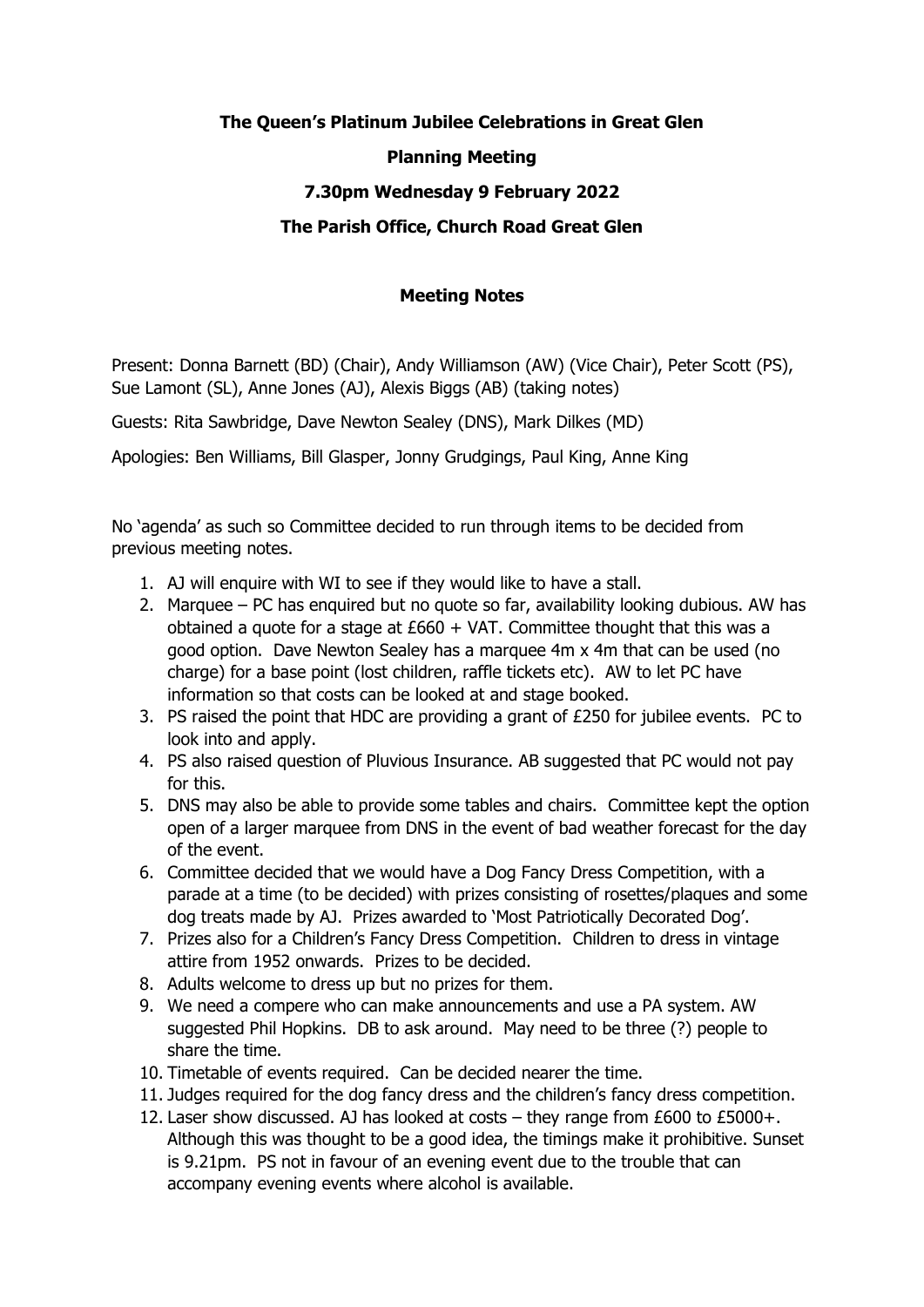**The Queen's Platinum Jubilee Celebrations in Great Glen**

**Planning Meeting**

**7.30pm Wednesday 9 February 2022**

**The Parish Office, Church Road Great Glen**

**Meeting Notes**

Present: Donna Barnett (BD) (Chair), Andy Williamson (AW) (Vice Chair), Peter Scott (PS), Sue Lamont (SL), Anne Jones (AJ), Alexis Biggs (AB) (taking notes)

Guests: Rita Sawbridge, Dave Newton Sealey (DNS), Mark Dilkes (MD)

Apologies: Ben Williams, Bill Glasper, Jonny Grudgings, Paul King, Anne King

No 'agenda' as such so Committee decided to run through items to be decided from previous meeting notes.

1. AJ will enquire with WI to see if they would like to have a stall.
2. Marquee – PC has enquired but no quote so far, availability looking dubious. AW has obtained a quote for a stage at £660 + VAT. Committee thought that this was a good option. Dave Newton Sealey has a marquee 4m x 4m that can be used (no charge) for a base point (lost children, raffle tickets etc). AW to let PC have information so that costs can be looked at and stage booked.
3. PS raised the point that HDC are providing a grant of £250 for jubilee events. PC to look into and apply.
4. PS also raised question of Pluvious Insurance. AB suggested that PC would not pay for this.
5. DNS may also be able to provide some tables and chairs. Committee kept the option open of a larger marquee from DNS in the event of bad weather forecast for the day of the event.
6. Committee decided that we would have a Dog Fancy Dress Competition, with a parade at a time (to be decided) with prizes consisting of rosettes/plaques and some dog treats made by AJ. Prizes awarded to 'Most Patriotically Decorated Dog'.
7. Prizes also for a Children's Fancy Dress Competition. Children to dress in vintage attire from 1952 onwards. Prizes to be decided.
8. Adults welcome to dress up but no prizes for them.
9. We need a compere who can make announcements and use a PA system. AW suggested Phil Hopkins. DB to ask around. May need to be three (?) people to share the time.
10. Timetable of events required. Can be decided nearer the time.
11. Judges required for the dog fancy dress and the children's fancy dress competition.
12. Laser show discussed. AJ has looked at costs – they range from £600 to £5000+. Although this was thought to be a good idea, the timings make it prohibitive. Sunset is 9.21pm. PS not in favour of an evening event due to the trouble that can accompany evening events where alcohol is available.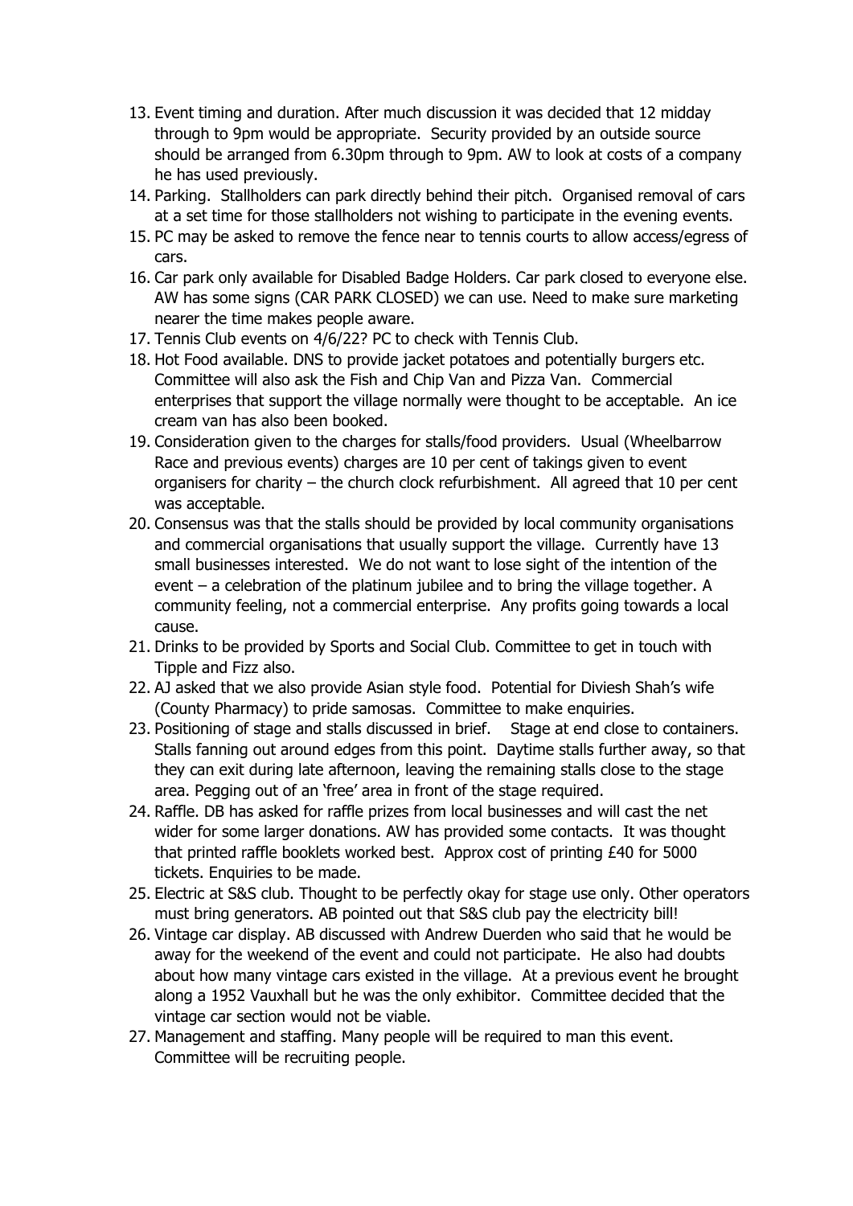13. Event timing and duration. After much discussion it was decided that 12 midday through to 9pm would be appropriate. Security provided by an outside source should be arranged from 6.30pm through to 9pm. AW to look at costs of a company he has used previously.
14. Parking. Stallholders can park directly behind their pitch. Organised removal of cars at a set time for those stallholders not wishing to participate in the evening events.
15. PC may be asked to remove the fence near to tennis courts to allow access/egress of cars.
16. Car park only available for Disabled Badge Holders. Car park closed to everyone else. AW has some signs (CAR PARK CLOSED) we can use. Need to make sure marketing nearer the time makes people aware.
17. Tennis Club events on 4/6/22? PC to check with Tennis Club.
18. Hot Food available. DNS to provide jacket potatoes and potentially burgers etc. Committee will also ask the Fish and Chip Van and Pizza Van. Commercial enterprises that support the village normally were thought to be acceptable. An ice cream van has also been booked.
19. Consideration given to the charges for stalls/food providers. Usual (Wheelbarrow Race and previous events) charges are 10 per cent of takings given to event organisers for charity – the church clock refurbishment. All agreed that 10 per cent was acceptable.
20. Consensus was that the stalls should be provided by local community organisations and commercial organisations that usually support the village. Currently have 13 small businesses interested. We do not want to lose sight of the intention of the event – a celebration of the platinum jubilee and to bring the village together. A community feeling, not a commercial enterprise. Any profits going towards a local cause.
21. Drinks to be provided by Sports and Social Club. Committee to get in touch with Tipple and Fizz also.
22. AJ asked that we also provide Asian style food. Potential for Diviesh Shah's wife (County Pharmacy) to pride samosas. Committee to make enquiries.
23. Positioning of stage and stalls discussed in brief. Stage at end close to containers. Stalls fanning out around edges from this point. Daytime stalls further away, so that they can exit during late afternoon, leaving the remaining stalls close to the stage area. Pegging out of an 'free' area in front of the stage required.
24. Raffle. DB has asked for raffle prizes from local businesses and will cast the net wider for some larger donations. AW has provided some contacts. It was thought that printed raffle booklets worked best. Approx cost of printing £40 for 5000 tickets. Enquiries to be made.
25. Electric at S&S club. Thought to be perfectly okay for stage use only. Other operators must bring generators. AB pointed out that S&S club pay the electricity bill!
26. Vintage car display. AB discussed with Andrew Duerden who said that he would be away for the weekend of the event and could not participate. He also had doubts about how many vintage cars existed in the village. At a previous event he brought along a 1952 Vauxhall but he was the only exhibitor. Committee decided that the vintage car section would not be viable.
27. Management and staffing. Many people will be required to man this event. Committee will be recruiting people.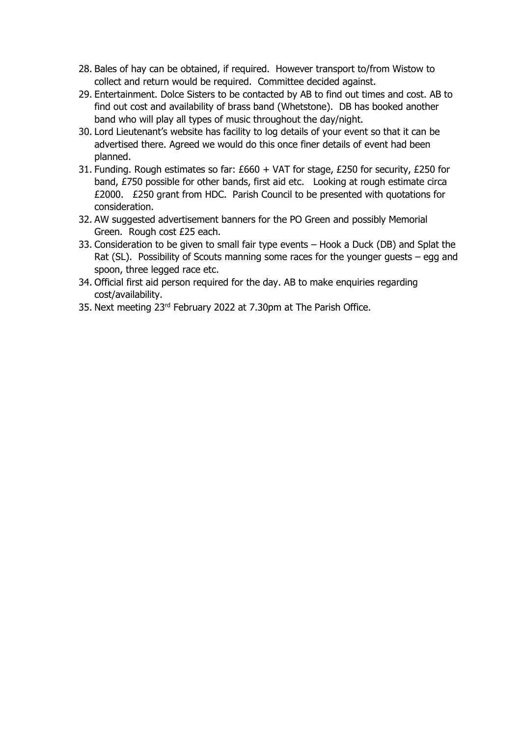28. Bales of hay can be obtained, if required. However transport to/from Wistow to collect and return would be required. Committee decided against.
29. Entertainment. Dolce Sisters to be contacted by AB to find out times and cost. AB to find out cost and availability of brass band (Whetstone). DB has booked another band who will play all types of music throughout the day/night.
30. Lord Lieutenant's website has facility to log details of your event so that it can be advertised there. Agreed we would do this once finer details of event had been planned.
31. Funding. Rough estimates so far: £660 + VAT for stage, £250 for security, £250 for band, £750 possible for other bands, first aid etc. Looking at rough estimate circa £2000. £250 grant from HDC. Parish Council to be presented with quotations for consideration.
32. AW suggested advertisement banners for the PO Green and possibly Memorial Green. Rough cost £25 each.
33. Consideration to be given to small fair type events – Hook a Duck (DB) and Splat the Rat (SL). Possibility of Scouts manning some races for the younger guests – egg and spoon, three legged race etc.
34. Official first aid person required for the day. AB to make enquiries regarding cost/availability.
35. Next meeting 23rd February 2022 at 7.30pm at The Parish Office.